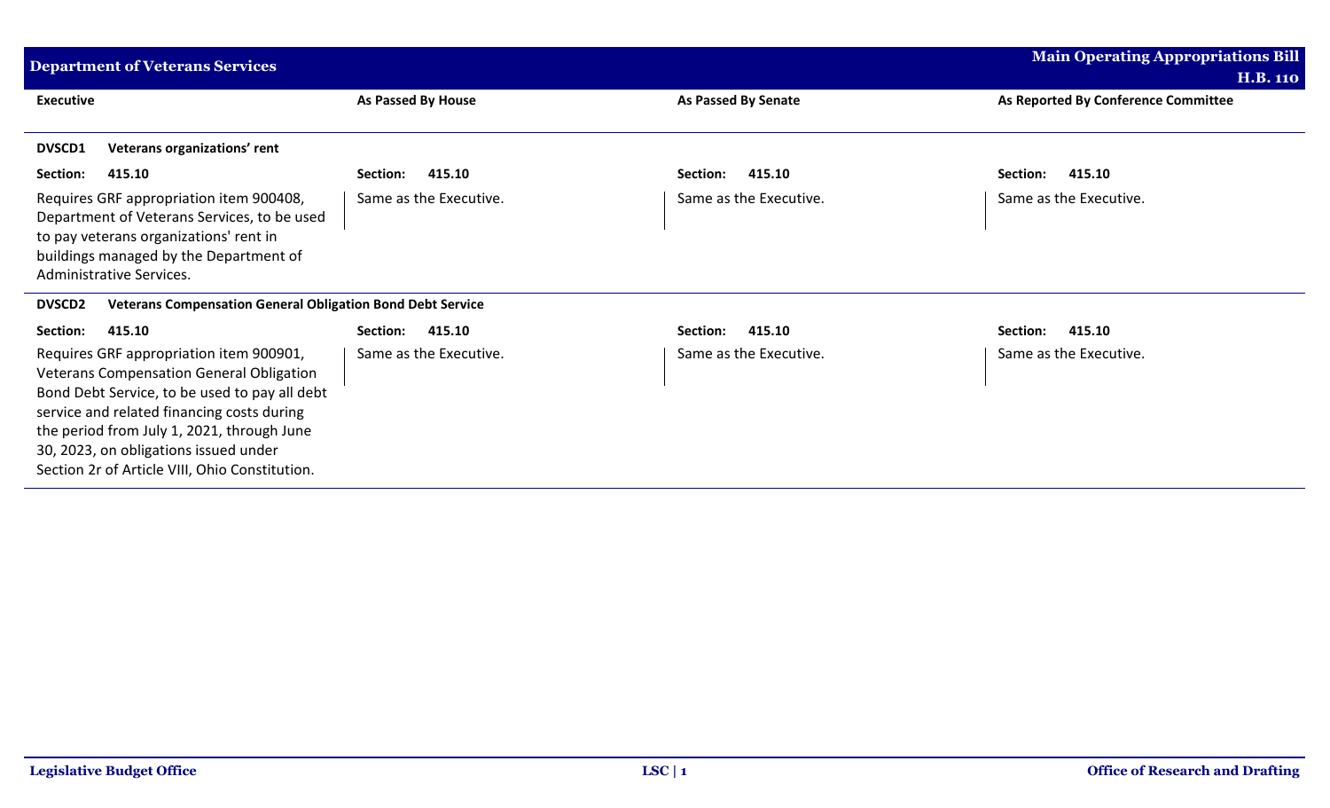## Department of Veterans Services

**Main Operating Appropriations Bill H.B. 110**

| Executive | As Passed By House | As Passed By Senate | As Reported By Conference Committee |
|---|---|---|---|
| **DVSCD1 Veterans organizations' rent** | | | |
| **Section: 415.10** | **Section: 415.10** | **Section: 415.10** | **Section: 415.10** |
| Requires GRF appropriation item 900408, Department of Veterans Services, to be used to pay veterans organizations' rent in buildings managed by the Department of Administrative Services. | Same as the Executive. | Same as the Executive. | Same as the Executive. |
| **DVSCD2 Veterans Compensation General Obligation Bond Debt Service** | | | |
| **Section: 415.10** | **Section: 415.10** | **Section: 415.10** | **Section: 415.10** |
| Requires GRF appropriation item 900901, Veterans Compensation General Obligation Bond Debt Service, to be used to pay all debt service and related financing costs during the period from July 1, 2021, through June 30, 2023, on obligations issued under Section 2r of Article VIII, Ohio Constitution. | Same as the Executive. | Same as the Executive. | Same as the Executive. |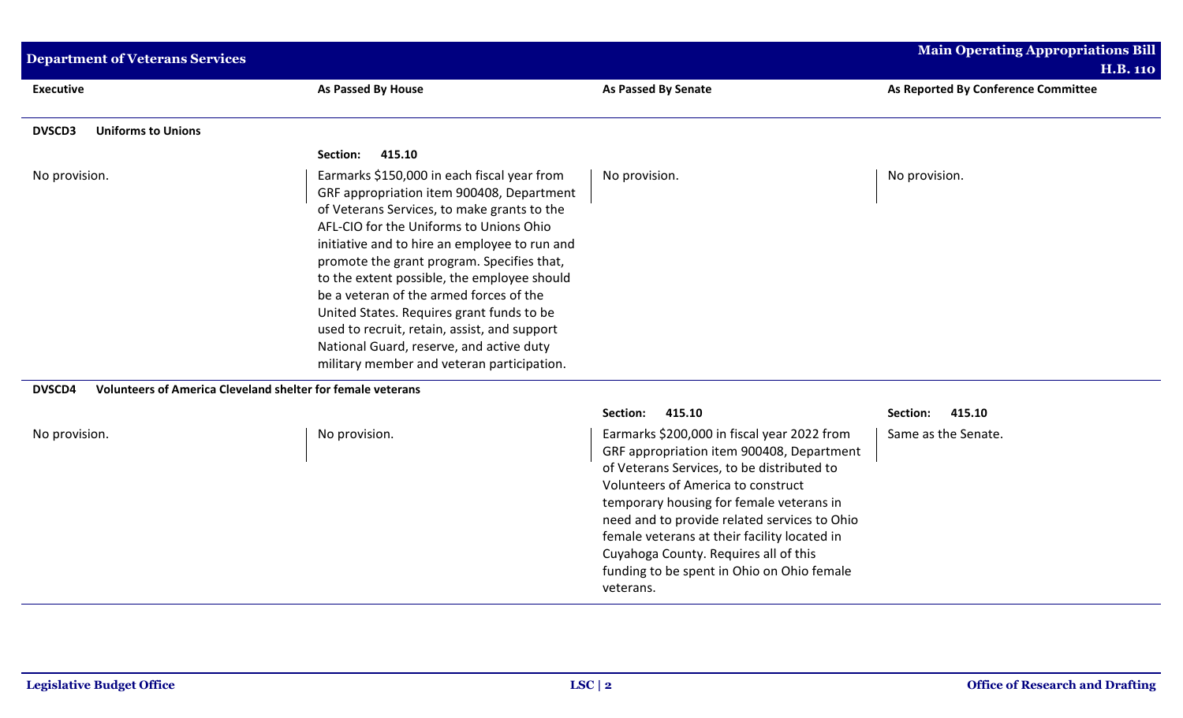| Executive | As Passed By House | As Passed By Senate | As Reported By Conference Committee |
|---|---|---|---|
| **DVSCD3 Uniforms to Unions** | | | |
| | **Section: 415.10** | | |
| No provision. | Earmarks $150,000 in each fiscal year from GRF appropriation item 900408, Department of Veterans Services, to make grants to the AFL-CIO for the Uniforms to Unions Ohio initiative and to hire an employee to run and promote the grant program. Specifies that, to the extent possible, the employee should be a veteran of the armed forces of the United States. Requires grant funds to be used to recruit, retain, assist, and support National Guard, reserve, and active duty military member and veteran participation. | No provision. | No provision. |
| **DVSCD4 Volunteers of America Cleveland shelter for female veterans** | | | |
| | | **Section: 415.10** | **Section: 415.10** |
| No provision. | No provision. | Earmarks $200,000 in fiscal year 2022 from GRF appropriation item 900408, Department of Veterans Services, to be distributed to Volunteers of America to construct temporary housing for female veterans in need and to provide related services to Ohio female veterans at their facility located in Cuyahoga County. Requires all of this funding to be spent in Ohio on Ohio female veterans. | Same as the Senate. |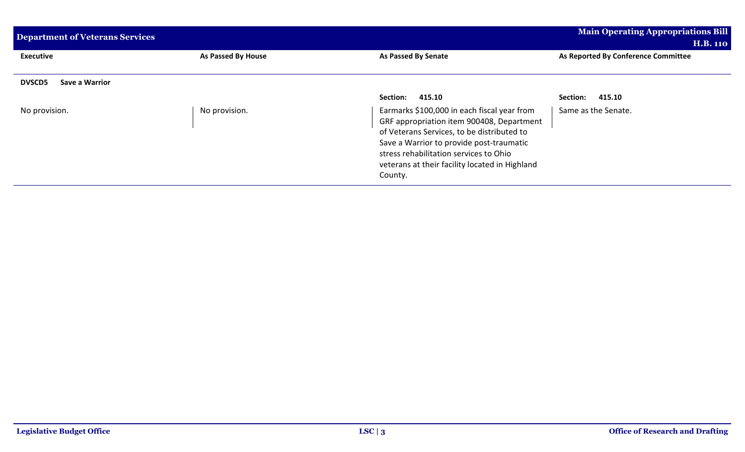| Executive | As Passed By House | As Passed By Senate | As Reported By Conference Committee |
|---|---|---|---|
| **DVSCD5 Save a Warrior** | | | |
| | | **Section: 415.10** | **Section: 415.10** |
| No provision. | No provision. | Earmarks $100,000 in each fiscal year from GRF appropriation item 900408, Department of Veterans Services, to be distributed to Save a Warrior to provide post-traumatic stress rehabilitation services to Ohio veterans at their facility located in Highland County. | Same as the Senate. |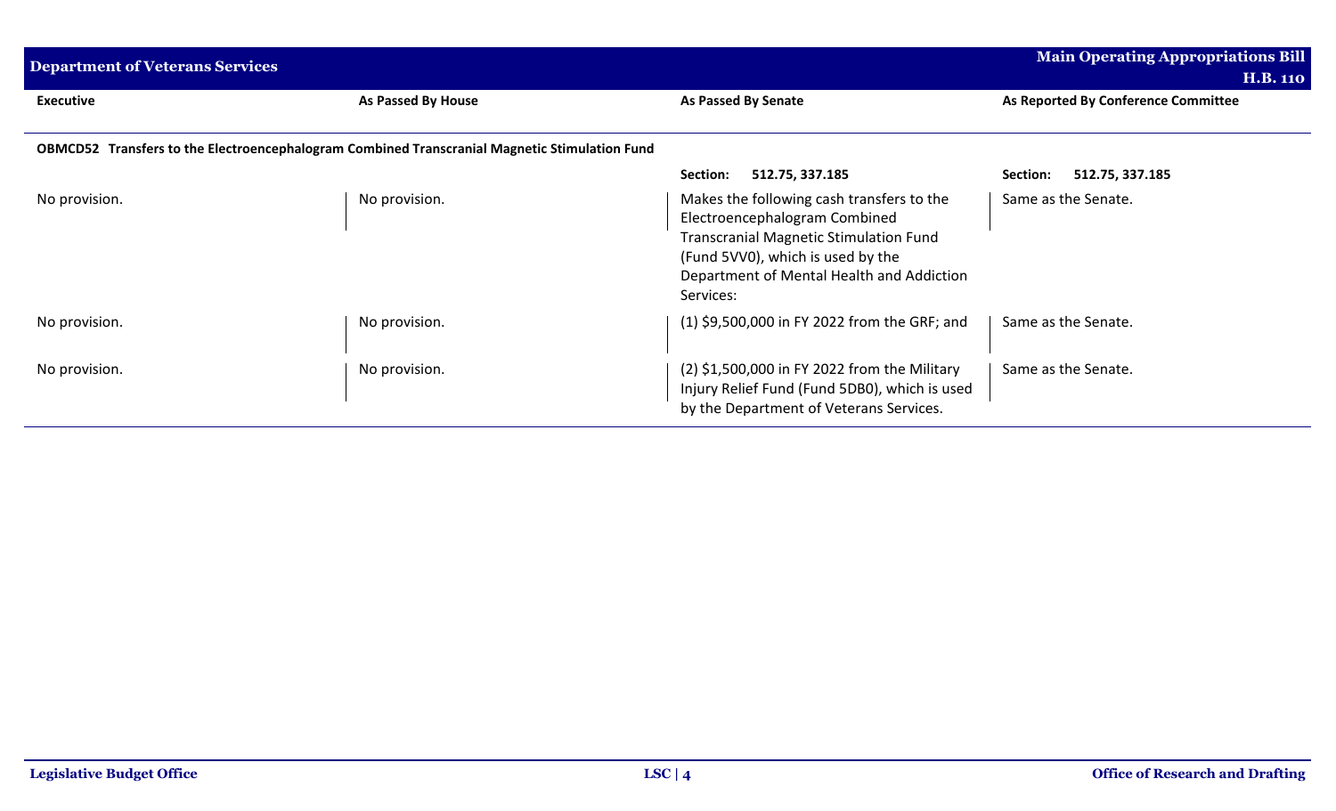| Executive | As Passed By House | As Passed By Senate | As Reported By Conference Committee |
|---|---|---|---|
| **OBMCD52 Transfers to the Electroencephalogram Combined Transcranial Magnetic Stimulation Fund** | | | |
| | | **Section: 512.75, 337.185** | **Section: 512.75, 337.185** |
| No provision. | No provision. | Makes the following cash transfers to the Electroencephalogram Combined Transcranial Magnetic Stimulation Fund (Fund 5VV0), which is used by the Department of Mental Health and Addiction Services: | Same as the Senate. |
| No provision. | No provision. | (1) $9,500,000 in FY 2022 from the GRF; and | Same as the Senate. |
| No provision. | No provision. | (2) $1,500,000 in FY 2022 from the Military Injury Relief Fund (Fund 5DB0), which is used by the Department of Veterans Services. | Same as the Senate. |